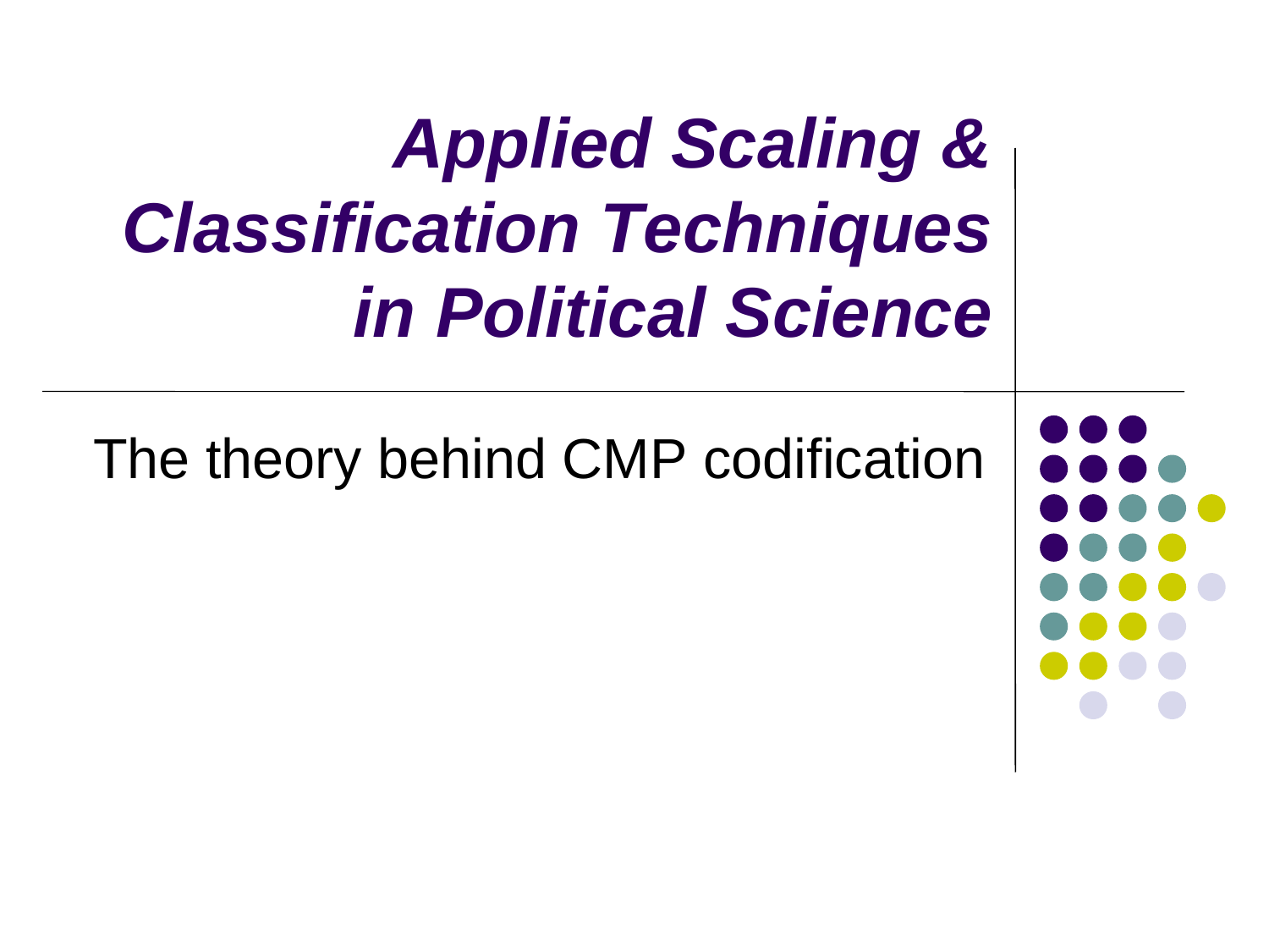# *Applied Scaling & Classification Techniques in Political Science*

The theory behind CMP codification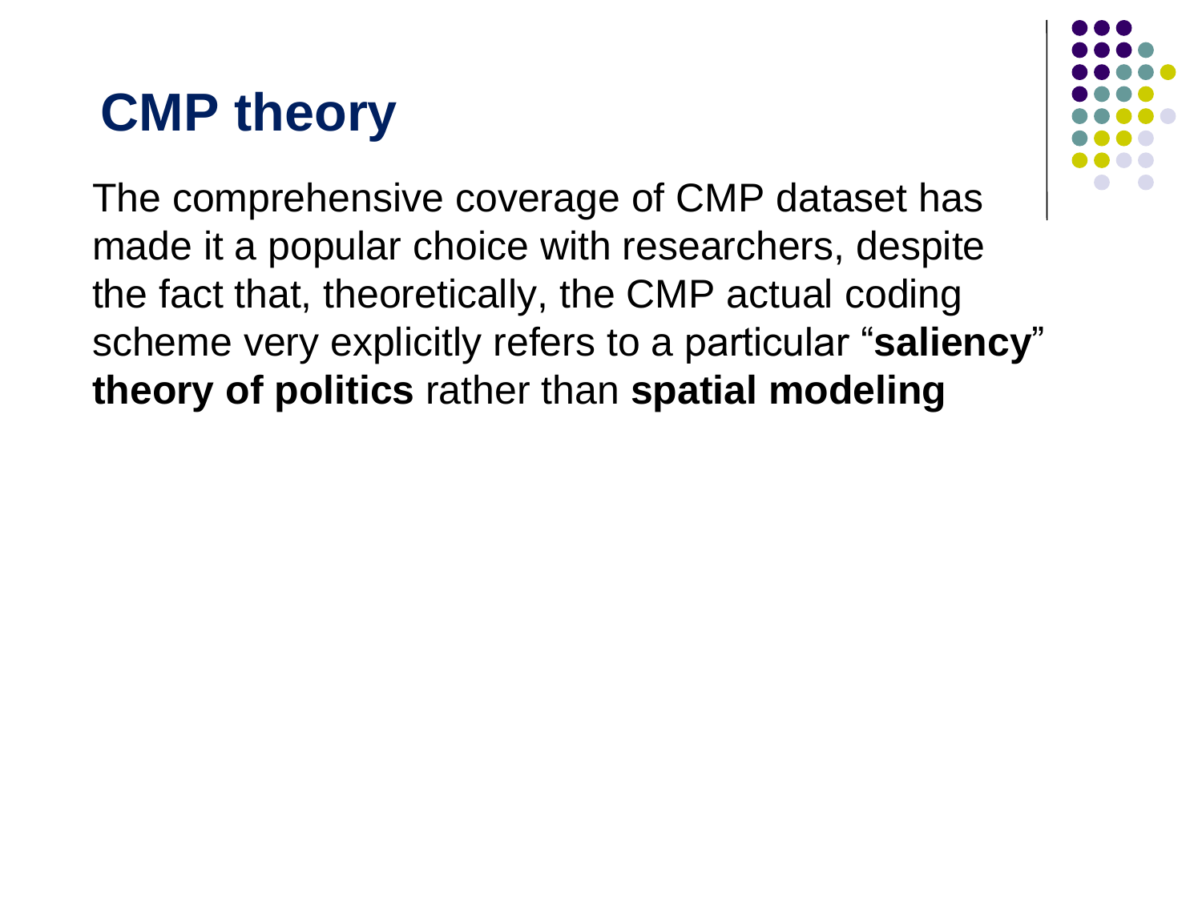# CMP theory

The comprehensive coverage of CMP dataset has made it a popular choice with researchers, despite the fact that, theoretically, the CMP actual coding scheme very explicitly refers to a particular "**saliency**" **theory of politics** rather than **spatial modeling**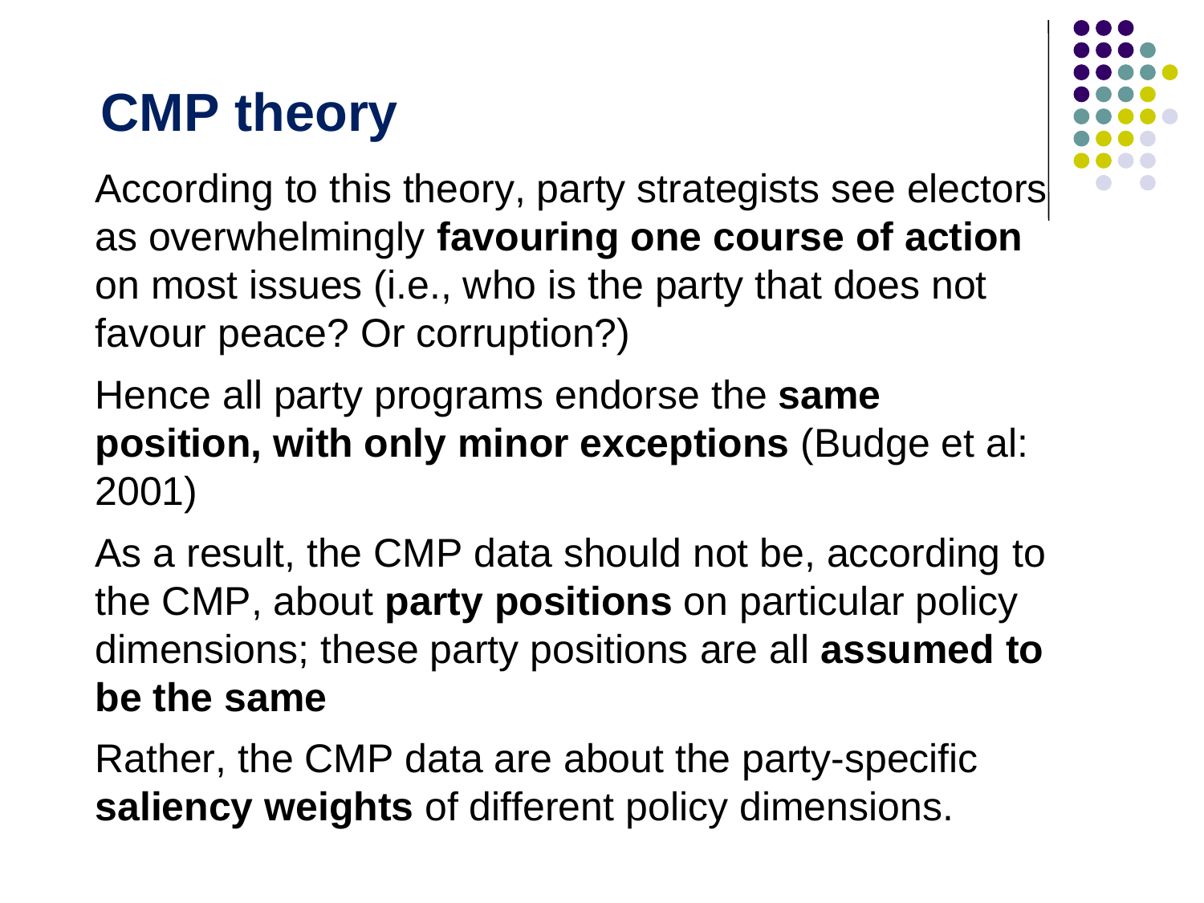# CMP theory

According to this theory, party strategists see electors as overwhelmingly **favouring one course of action** on most issues (i.e., who is the party that does not favour peace? Or corruption?)

Hence all party programs endorse the **same position, with only minor exceptions** (Budge et al: 2001)

As a result, the CMP data should not be, according to the CMP, about **party positions** on particular policy dimensions; these party positions are all **assumed to be the same**

Rather, the CMP data are about the party-specific **saliency weights** of different policy dimensions.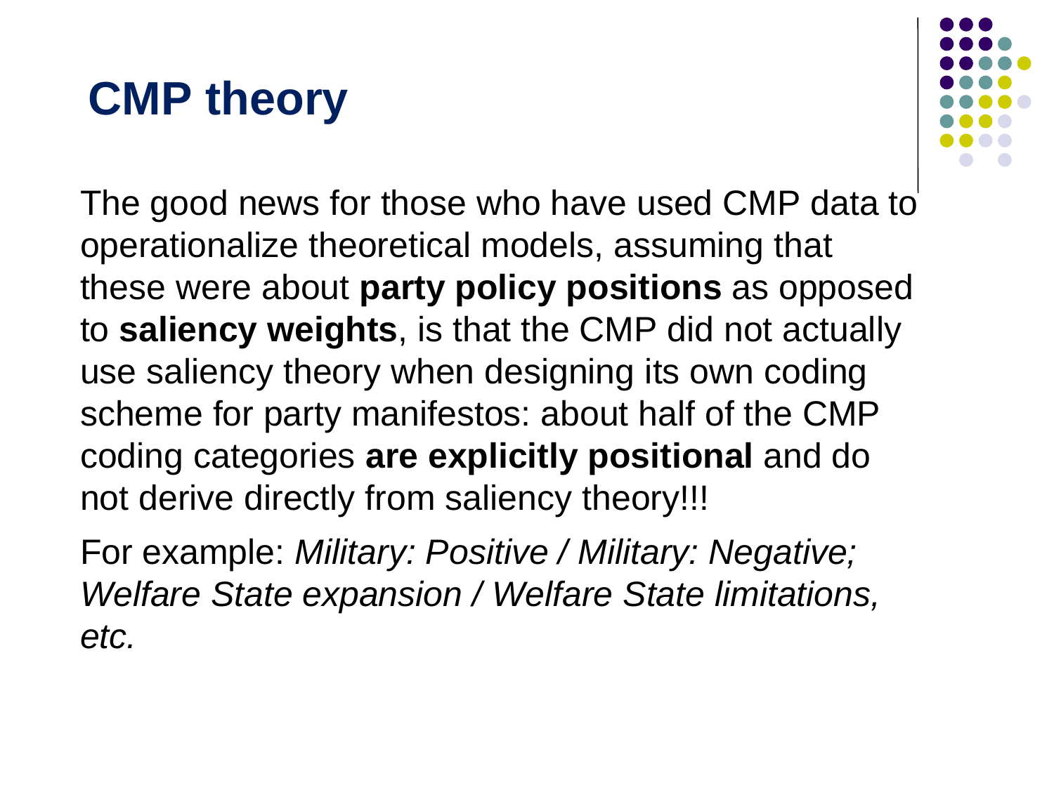# CMP theory

The good news for those who have used CMP data to operationalize theoretical models, assuming that these were about **party policy positions** as opposed to **saliency weights**, is that the CMP did not actually use saliency theory when designing its own coding scheme for party manifestos: about half of the CMP coding categories **are explicitly positional** and do not derive directly from saliency theory!!!

For example: *Military: Positive / Military: Negative; Welfare State expansion / Welfare State limitations, etc.*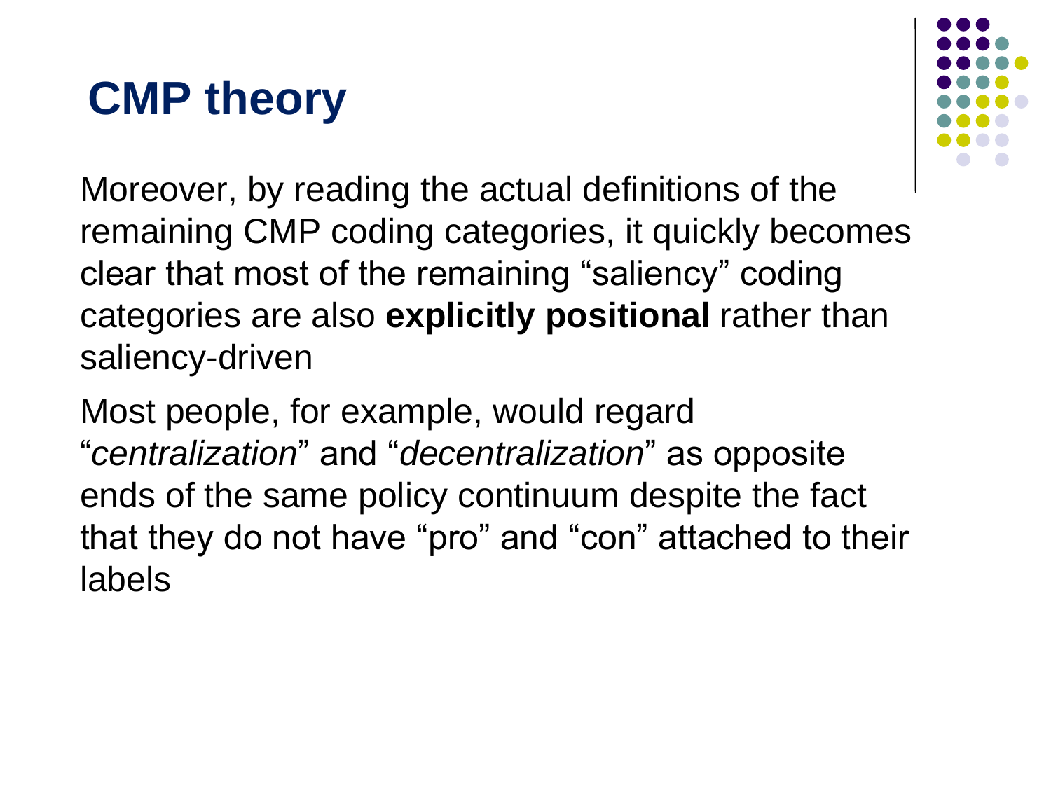# CMP theory

Moreover, by reading the actual definitions of the remaining CMP coding categories, it quickly becomes clear that most of the remaining “saliency” coding categories are also **explicitly positional** rather than saliency-driven

Most people, for example, would regard “*centralization*” and “*decentralization*” as opposite ends of the same policy continuum despite the fact that they do not have “pro” and “con” attached to their labels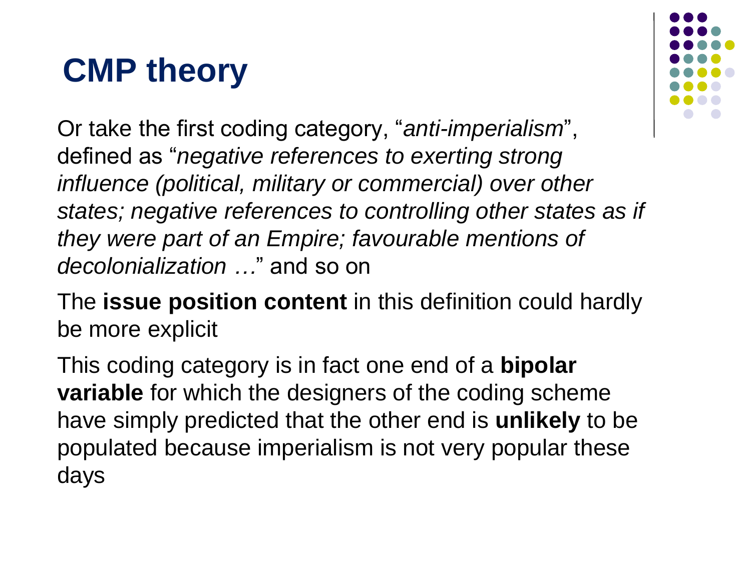# CMP theory

Or take the first coding category, "*anti-imperialism*", defined as "*negative references to exerting strong influence (political, military or commercial) over other states; negative references to controlling other states as if they were part of an Empire; favourable mentions of decolonialization …*" and so on

The **issue position content** in this definition could hardly be more explicit

This coding category is in fact one end of a **bipolar variable** for which the designers of the coding scheme have simply predicted that the other end is **unlikely** to be populated because imperialism is not very popular these days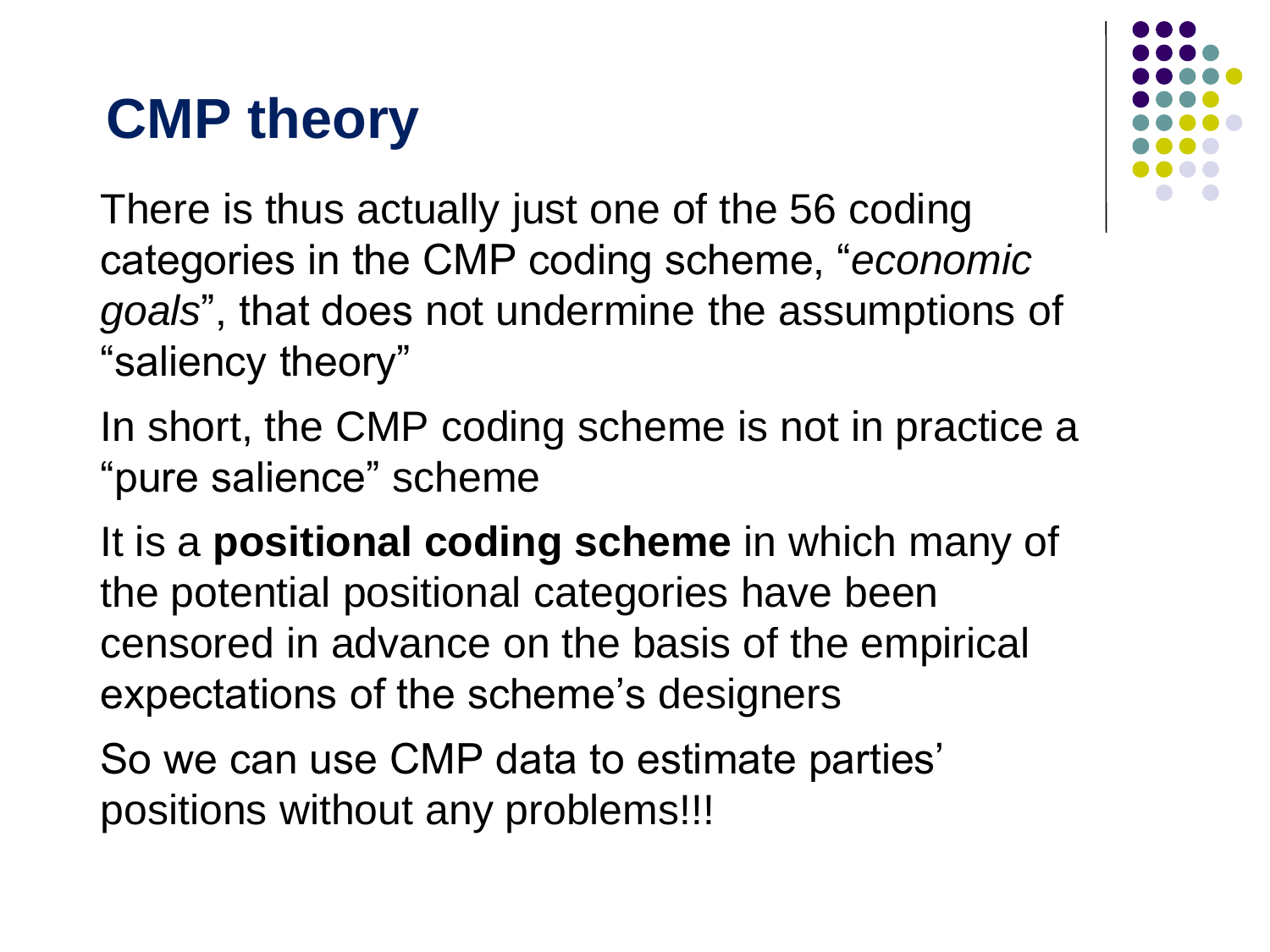# CMP theory

There is thus actually just one of the 56 coding categories in the CMP coding scheme, "*economic goals*", that does not undermine the assumptions of "saliency theory"

In short, the CMP coding scheme is not in practice a "pure salience" scheme

It is a **positional coding scheme** in which many of the potential positional categories have been censored in advance on the basis of the empirical expectations of the scheme's designers

So we can use CMP data to estimate parties' positions without any problems!!!